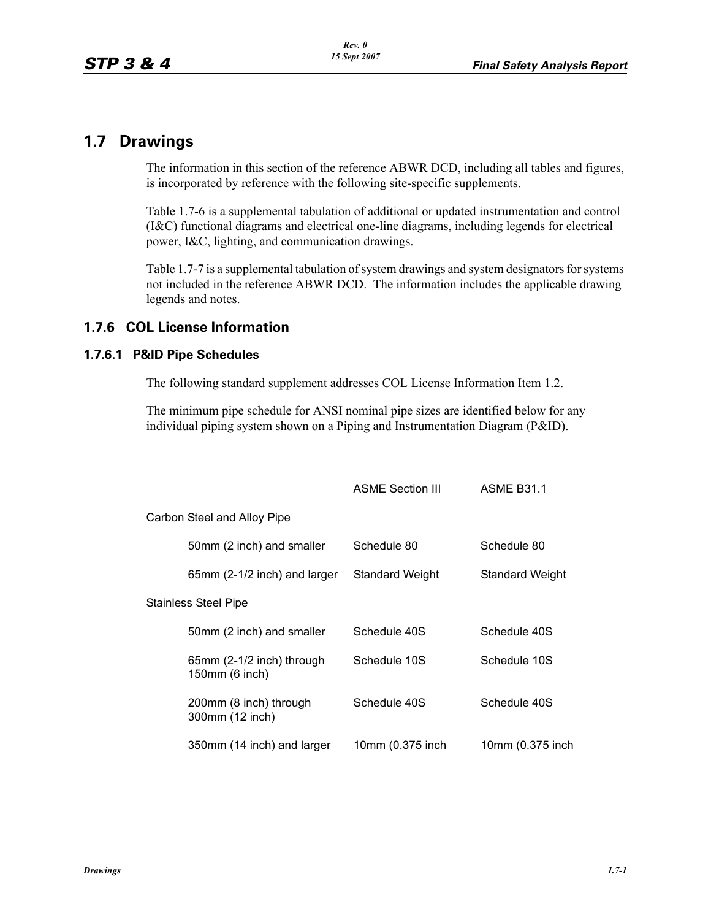# 1.7 Drawings

The information in this section of the reference ABWR DCD, including all tables and figures, is incorporated by reference with the following site-specific supplements.

Table 1.7-6 is a supplemental tabulation of additional or updated instrumentation and control (I&C) functional diagrams and electrical one-line diagrams, including legends for electrical power, I&C, lighting, and communication drawings.

Table 1.7-7 is a supplemental tabulation of system drawings and system designators for systems not included in the reference ABWR DCD. The information includes the applicable drawing legends and notes.

## 1.7.6 COL License Information

### 1.7.6.1 P&ID Pipe Schedules

The following standard supplement addresses COL License Information Item 1.2.

The minimum pipe schedule for ANSI nominal pipe sizes are identified below for any individual piping system shown on a Piping and Instrumentation Diagram (P&ID).

| | ASME Section III | ASME B31.1 |
|---|---|---|
| Carbon Steel and Alloy Pipe | | |
| 50mm (2 inch) and smaller | Schedule 80 | Schedule 80 |
| 65mm (2-1/2 inch) and larger | Standard Weight | Standard Weight |
| Stainless Steel Pipe | | |
| 50mm (2 inch) and smaller | Schedule 40S | Schedule 40S |
| 65mm (2-1/2 inch) through 150mm (6 inch) | Schedule 10S | Schedule 10S |
| 200mm (8 inch) through 300mm (12 inch) | Schedule 40S | Schedule 40S |
| 350mm (14 inch) and larger | 10mm (0.375 inch | 10mm (0.375 inch |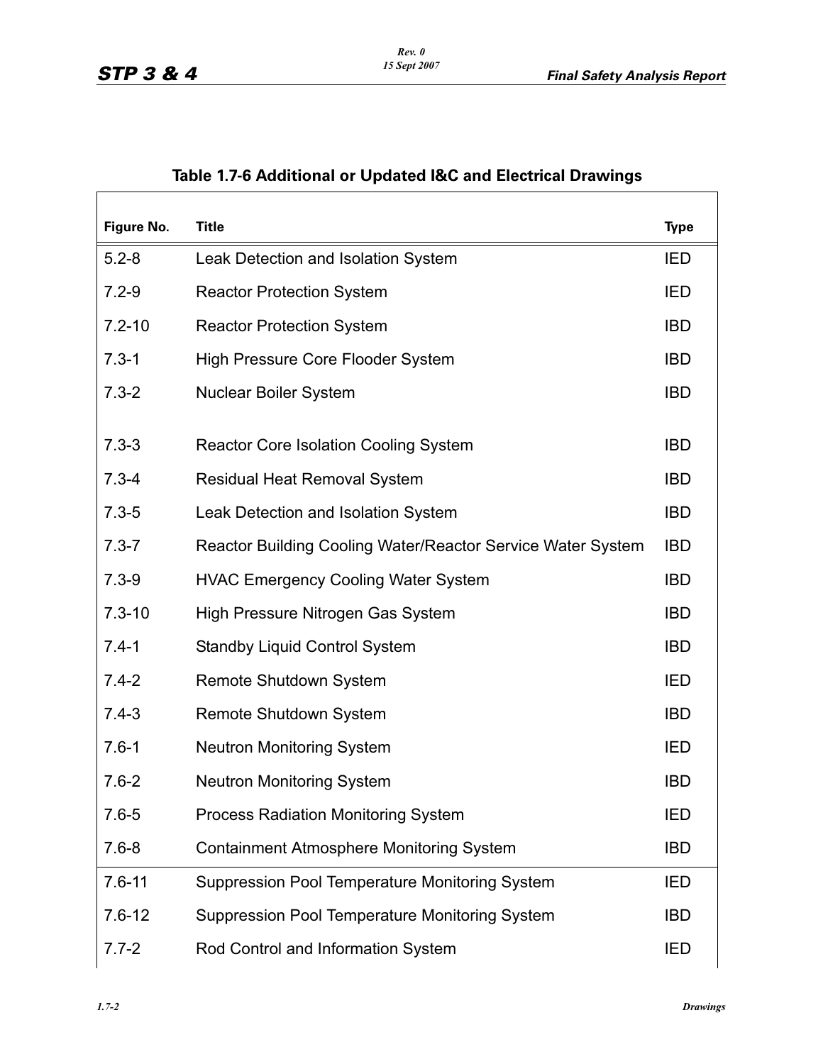## Table 1.7-6 Additional or Updated I&C and Electrical Drawings

| Figure No. | Title | Type |
|---|---|---|
| 5.2-8 | Leak Detection and Isolation System | IED |
| 7.2-9 | Reactor Protection System | IED |
| 7.2-10 | Reactor Protection System | IBD |
| 7.3-1 | High Pressure Core Flooder System | IBD |
| 7.3-2 | Nuclear Boiler System | IBD |
| 7.3-3 | Reactor Core Isolation Cooling System | IBD |
| 7.3-4 | Residual Heat Removal System | IBD |
| 7.3-5 | Leak Detection and Isolation System | IBD |
| 7.3-7 | Reactor Building Cooling Water/Reactor Service Water System | IBD |
| 7.3-9 | HVAC Emergency Cooling Water System | IBD |
| 7.3-10 | High Pressure Nitrogen Gas System | IBD |
| 7.4-1 | Standby Liquid Control System | IBD |
| 7.4-2 | Remote Shutdown System | IED |
| 7.4-3 | Remote Shutdown System | IBD |
| 7.6-1 | Neutron Monitoring System | IED |
| 7.6-2 | Neutron Monitoring System | IBD |
| 7.6-5 | Process Radiation Monitoring System | IED |
| 7.6-8 | Containment Atmosphere Monitoring System | IBD |
| 7.6-11 | Suppression Pool Temperature Monitoring System | IED |
| 7.6-12 | Suppression Pool Temperature Monitoring System | IBD |
| 7.7-2 | Rod Control and Information System | IED |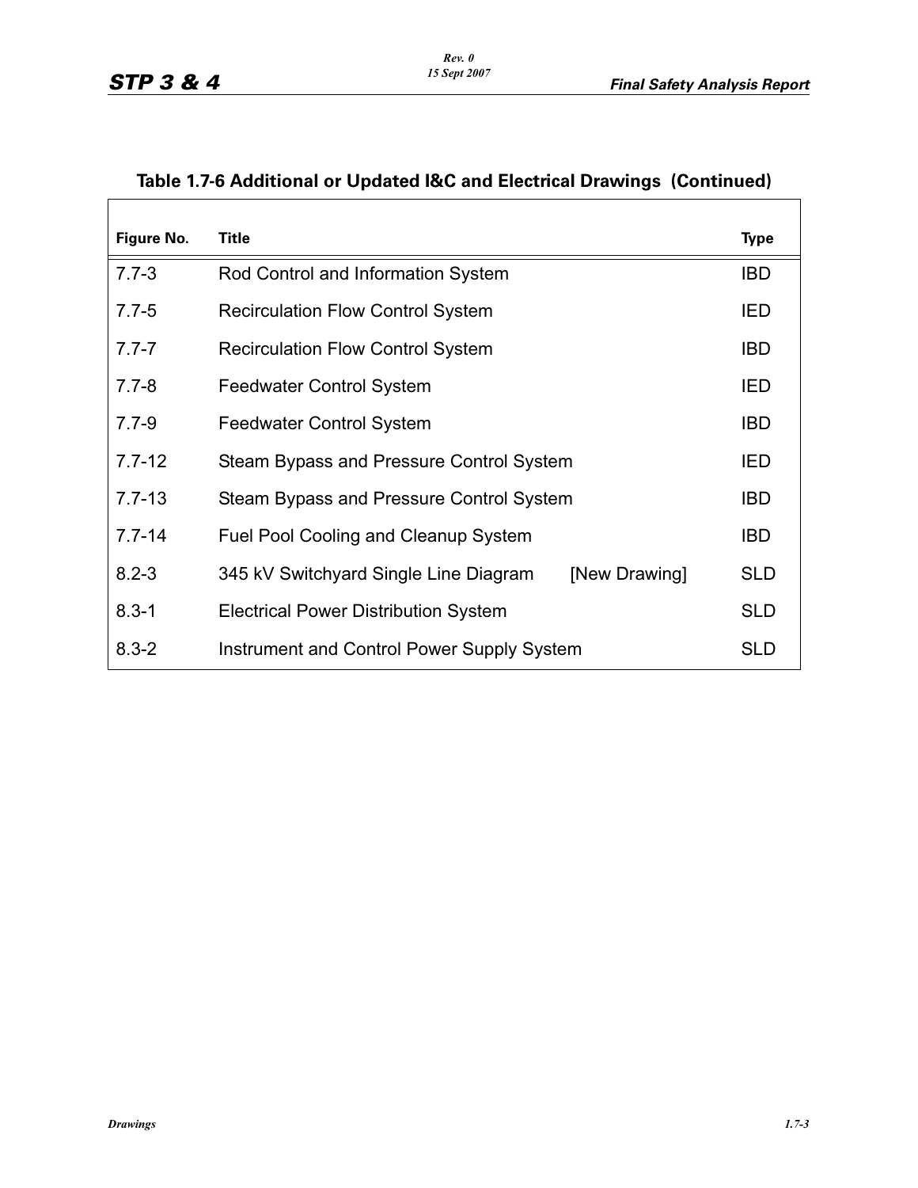## Table 1.7-6 Additional or Updated I&C and Electrical Drawings (Continued)

| Figure No. | Title | Type |
|---|---|---|
| 7.7-3 | Rod Control and Information System | IBD |
| 7.7-5 | Recirculation Flow Control System | IED |
| 7.7-7 | Recirculation Flow Control System | IBD |
| 7.7-8 | Feedwater Control System | IED |
| 7.7-9 | Feedwater Control System | IBD |
| 7.7-12 | Steam Bypass and Pressure Control System | IED |
| 7.7-13 | Steam Bypass and Pressure Control System | IBD |
| 7.7-14 | Fuel Pool Cooling and Cleanup System | IBD |
| 8.2-3 | 345 kV Switchyard Single Line Diagram [New Drawing] | SLD |
| 8.3-1 | Electrical Power Distribution System | SLD |
| 8.3-2 | Instrument and Control Power Supply System | SLD |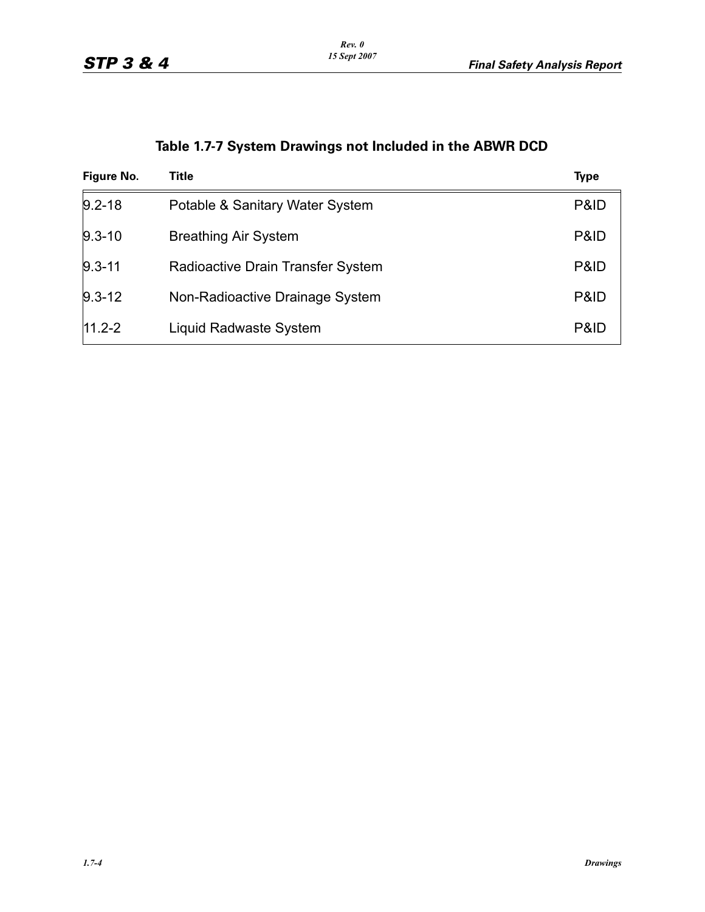## Table 1.7-7 System Drawings not Included in the ABWR DCD

| Figure No. | Title | Type |
|---|---|---|
| 9.2-18 | Potable & Sanitary Water System | P&ID |
| 9.3-10 | Breathing Air System | P&ID |
| 9.3-11 | Radioactive Drain Transfer System | P&ID |
| 9.3-12 | Non-Radioactive Drainage System | P&ID |
| 11.2-2 | Liquid Radwaste System | P&ID |